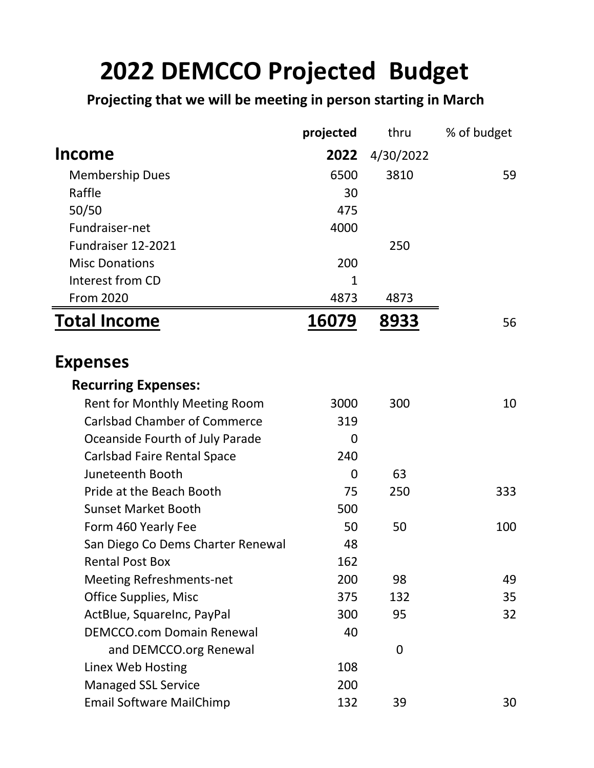# 2022 DEMCCO Projected Budget

**Projecting that we will be meeting in person starting in March**

| | projected 2022 | thru 4/30/2022 | % of budget |
|---|---|---|---|
| **Income** | | | |
| Membership Dues | 6500 | 3810 | 59 |
| Raffle | 30 | | |
| 50/50 | 475 | | |
| Fundraiser-net | 4000 | | |
| Fundraiser 12-2021 | | 250 | |
| Misc Donations | 200 | | |
| Interest from CD | 1 | | |
| From 2020 | 4873 | 4873 | |
| **Total Income** | **16079** | **8933** | 56 |
| **Expenses** | | | |
| **Recurring Expenses:** | | | |
| Rent for Monthly Meeting Room | 3000 | 300 | 10 |
| Carlsbad Chamber of Commerce | 319 | | |
| Oceanside Fourth of July Parade | 0 | | |
| Carlsbad Faire Rental Space | 240 | | |
| Juneteenth Booth | 0 | 63 | |
| Pride at the Beach Booth | 75 | 250 | 333 |
| Sunset Market Booth | 500 | | |
| Form 460 Yearly Fee | 50 | 50 | 100 |
| San Diego Co Dems Charter Renewal | 48 | | |
| Rental Post Box | 162 | | |
| Meeting Refreshments-net | 200 | 98 | 49 |
| Office Supplies, Misc | 375 | 132 | 35 |
| ActBlue, SquareInc, PayPal | 300 | 95 | 32 |
| DEMCCO.com Domain Renewal | 40 | | |
| and DEMCCO.org Renewal | | 0 | |
| Linex Web Hosting | 108 | | |
| Managed SSL Service | 200 | | |
| Email Software MailChimp | 132 | 39 | 30 |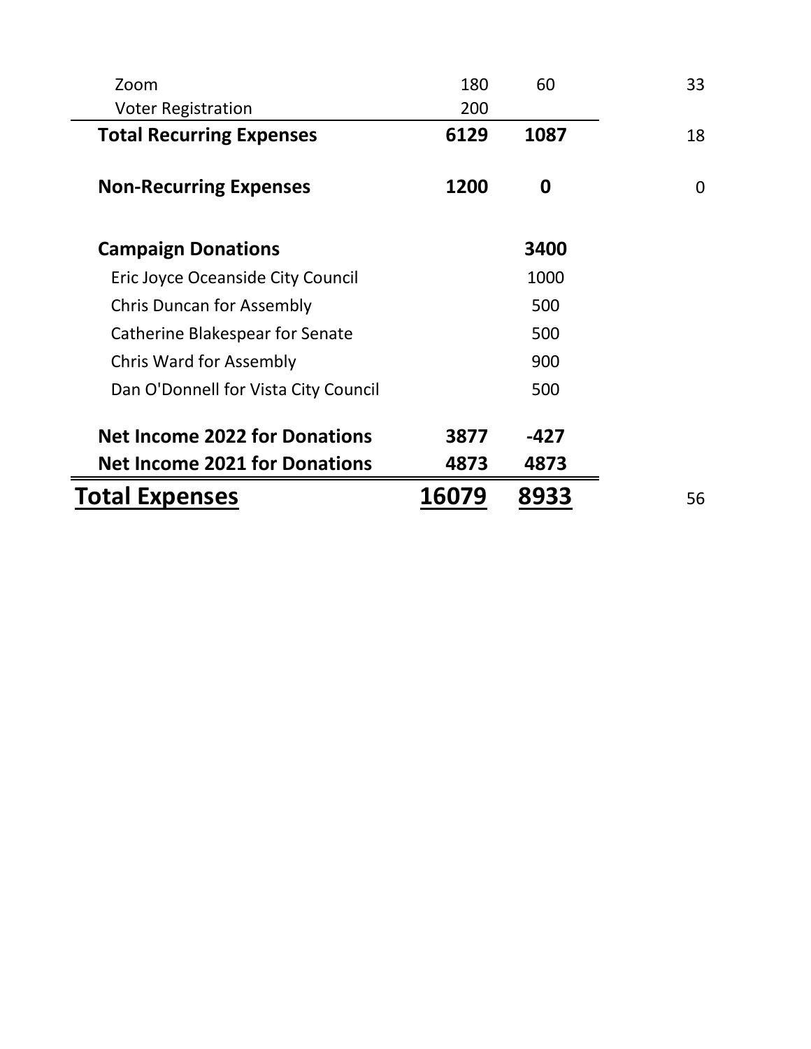| | | | |
|---|---|---|---|
| Zoom | 180 | 60 | 33 |
| Voter Registration | 200 | | |
| **Total Recurring Expenses** | **6129** | **1087** | 18 |
| **Non-Recurring Expenses** | **1200** | **0** | 0 |
| **Campaign Donations** | | **3400** | |
| Eric Joyce Oceanside City Council | | 1000 | |
| Chris Duncan for Assembly | | 500 | |
| Catherine Blakespear for Senate | | 500 | |
| Chris Ward for Assembly | | 900 | |
| Dan O'Donnell for Vista City Council | | 500 | |
| **Net Income 2022 for Donations** | **3877** | **-427** | |
| **Net Income 2021 for Donations** | **4873** | **4873** | |
| **Total Expenses** | **16079** | **8933** | 56 |